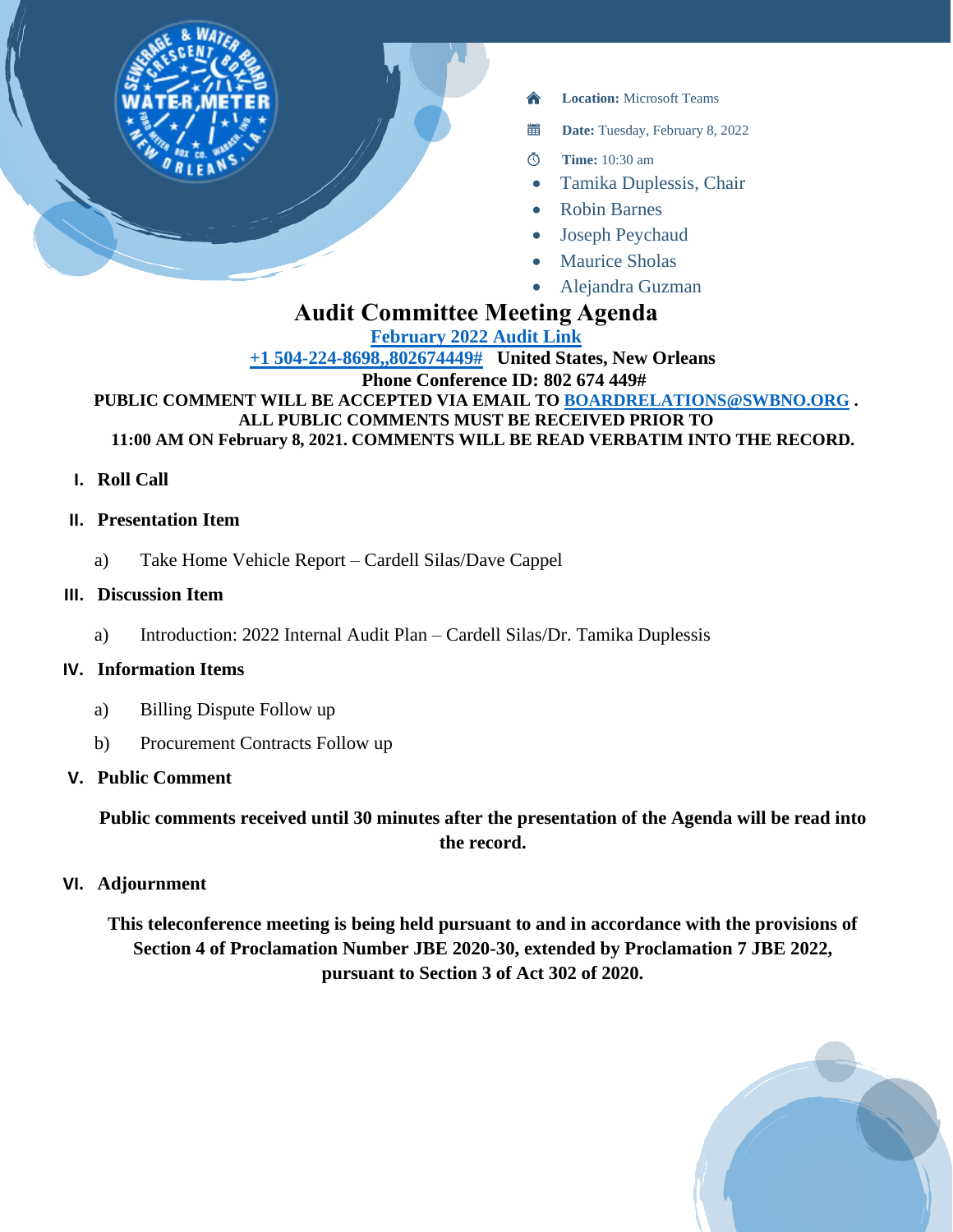- **Location:** Microsoft Teams
- **Date:** Tuesday, February 8, 2022
- **Time:** 10:30 am

- Tamika Duplessis, Chair
- Robin Barnes
- Joseph Peychaud
- Maurice Sholas
- Alejandra Guzman

# Audit Committee Meeting Agenda

**[February 2022 Audit Link]**

**[+1 504-224-8698,,802674449#] United States, New Orleans**

**Phone Conference ID: 802 674 449#**

**PUBLIC COMMENT WILL BE ACCEPTED VIA EMAIL TO [BOARDRELATIONS@SWBNO.ORG] . ALL PUBLIC COMMENTS MUST BE RECEIVED PRIOR TO 11:00 AM ON February 8, 2021. COMMENTS WILL BE READ VERBATIM INTO THE RECORD.**

## I. Roll Call

## II. Presentation Item

a) Take Home Vehicle Report – Cardell Silas/Dave Cappel

## III. Discussion Item

a) Introduction: 2022 Internal Audit Plan – Cardell Silas/Dr. Tamika Duplessis

## IV. Information Items

a) Billing Dispute Follow up

b) Procurement Contracts Follow up

## V. Public Comment

**Public comments received until 30 minutes after the presentation of the Agenda will be read into the record.**

## VI. Adjournment

**This teleconference meeting is being held pursuant to and in accordance with the provisions of Section 4 of Proclamation Number JBE 2020-30, extended by Proclamation 7 JBE 2022, pursuant to Section 3 of Act 302 of 2020.**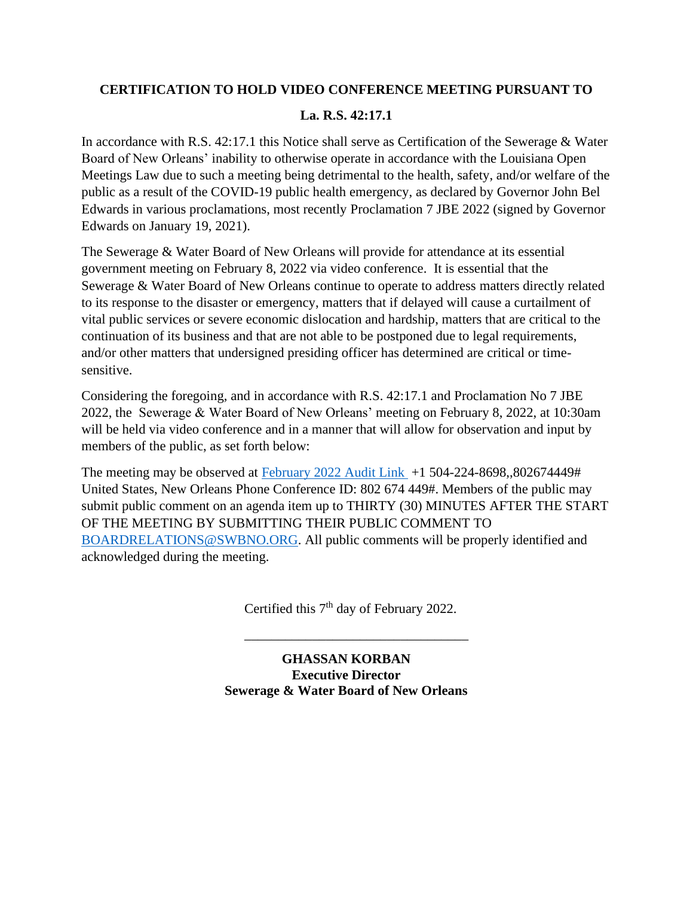**CERTIFICATION TO HOLD VIDEO CONFERENCE MEETING PURSUANT TO**

**La. R.S. 42:17.1**

In accordance with R.S. 42:17.1 this Notice shall serve as Certification of the Sewerage & Water Board of New Orleans' inability to otherwise operate in accordance with the Louisiana Open Meetings Law due to such a meeting being detrimental to the health, safety, and/or welfare of the public as a result of the COVID-19 public health emergency, as declared by Governor John Bel Edwards in various proclamations, most recently Proclamation 7 JBE 2022 (signed by Governor Edwards on January 19, 2021).

The Sewerage & Water Board of New Orleans will provide for attendance at its essential government meeting on February 8, 2022 via video conference. It is essential that the Sewerage & Water Board of New Orleans continue to operate to address matters directly related to its response to the disaster or emergency, matters that if delayed will cause a curtailment of vital public services or severe economic dislocation and hardship, matters that are critical to the continuation of its business and that are not able to be postponed due to legal requirements, and/or other matters that undersigned presiding officer has determined are critical or time-sensitive.

Considering the foregoing, and in accordance with R.S. 42:17.1 and Proclamation No 7 JBE 2022, the Sewerage & Water Board of New Orleans' meeting on February 8, 2022, at 10:30am will be held via video conference and in a manner that will allow for observation and input by members of the public, as set forth below:

The meeting may be observed at February 2022 Audit Link +1 504-224-8698,,802674449# United States, New Orleans Phone Conference ID: 802 674 449#. Members of the public may submit public comment on an agenda item up to THIRTY (30) MINUTES AFTER THE START OF THE MEETING BY SUBMITTING THEIR PUBLIC COMMENT TO BOARDRELATIONS@SWBNO.ORG. All public comments will be properly identified and acknowledged during the meeting.

Certified this 7th day of February 2022.

\_\_\_\_\_\_\_\_\_\_\_\_\_\_\_\_\_\_\_\_\_\_\_\_\_\_\_\_\_\_\_\_\_\_

**GHASSAN KORBAN**
**Executive Director**
**Sewerage & Water Board of New Orleans**